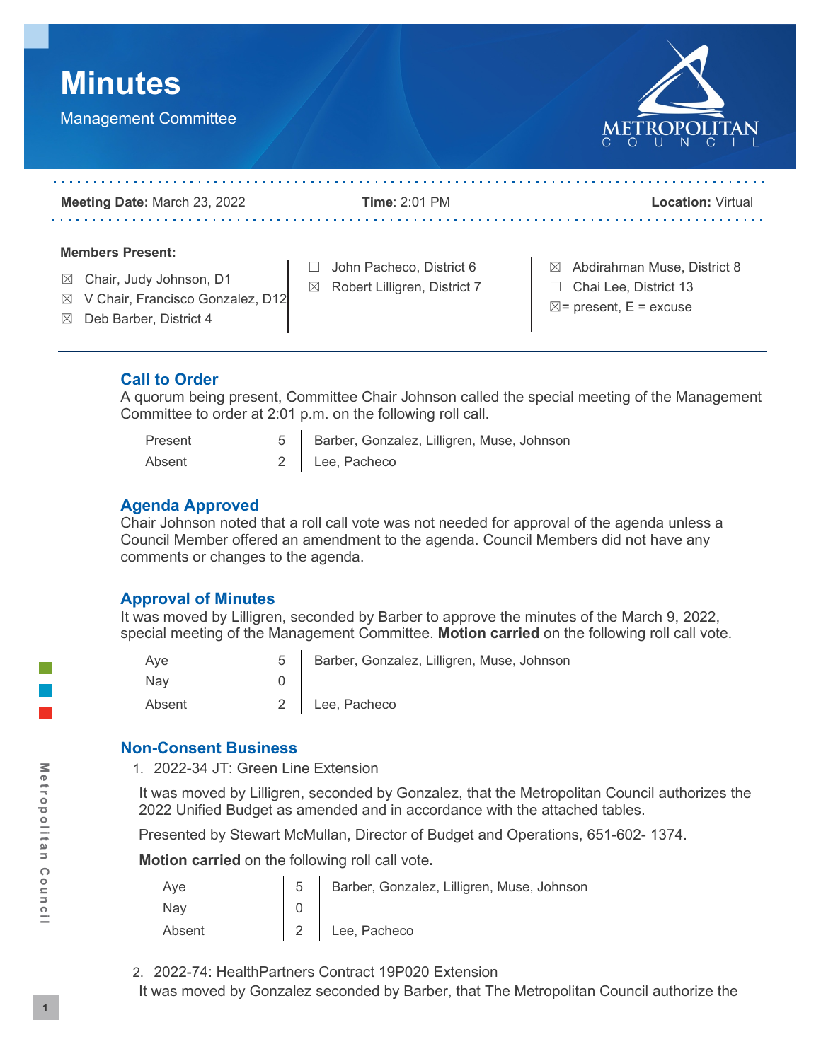# Minutes

Management Committee

**Meeting Date:** March 23, 2022 **Time**: 2:01 PM **Location:** Virtual

**Members Present:**

- ☒ Chair, Judy Johnson, D1
- ☒ V Chair, Francisco Gonzalez, D12
- ☒ Deb Barber, District 4
- ☐ John Pacheco, District 6
- ☒ Robert Lilligren, District 7
- ☒ Abdirahman Muse, District 8
- ☐ Chai Lee, District 13

☒= present, E = excuse

## Call to Order

A quorum being present, Committee Chair Johnson called the special meeting of the Management Committee to order at 2:01 p.m. on the following roll call.

| | | |
|---|---|---|
| Present | 5 | Barber, Gonzalez, Lilligren, Muse, Johnson |
| Absent | 2 | Lee, Pacheco |

## Agenda Approved

Chair Johnson noted that a roll call vote was not needed for approval of the agenda unless a Council Member offered an amendment to the agenda. Council Members did not have any comments or changes to the agenda.

## Approval of Minutes

It was moved by Lilligren, seconded by Barber to approve the minutes of the March 9, 2022, special meeting of the Management Committee. **Motion carried** on the following roll call vote.

| | | |
|---|---|---|
| Aye | 5 | Barber, Gonzalez, Lilligren, Muse, Johnson |
| Nay | 0 | |
| Absent | 2 | Lee, Pacheco |

## Non-Consent Business

1. 2022-34 JT: Green Line Extension

   It was moved by Lilligren, seconded by Gonzalez, that the Metropolitan Council authorizes the 2022 Unified Budget as amended and in accordance with the attached tables.

   Presented by Stewart McMullan, Director of Budget and Operations, 651-602- 1374.

   **Motion carried** on the following roll call vote**.**

   | | | |
   |---|---|---|
   | Aye | 5 | Barber, Gonzalez, Lilligren, Muse, Johnson |
   | Nay | 0 | |
   | Absent | 2 | Lee, Pacheco |

2. 2022-74: HealthPartners Contract 19P020 Extension

   It was moved by Gonzalez seconded by Barber, that The Metropolitan Council authorize the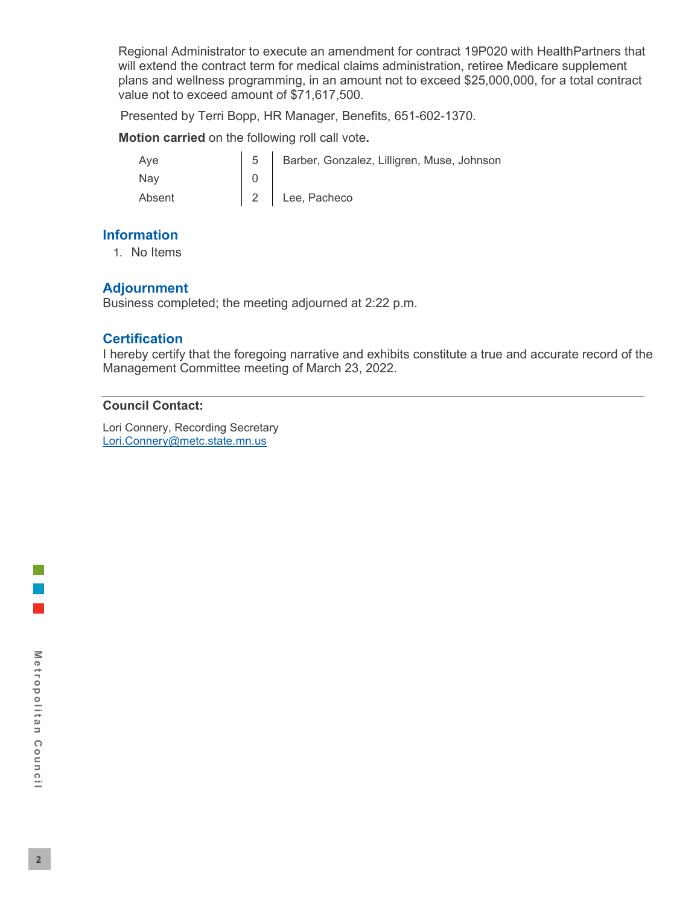Regional Administrator to execute an amendment for contract 19P020 with HealthPartners that will extend the contract term for medical claims administration, retiree Medicare supplement plans and wellness programming, in an amount not to exceed $25,000,000, for a total contract value not to exceed amount of $71,617,500.

Presented by Terri Bopp, HR Manager, Benefits, 651-602-1370.

**Motion carried** on the following roll call vote**.**

| | | |
|---|---|---|
| Aye | 5 | Barber, Gonzalez, Lilligren, Muse, Johnson |
| Nay | 0 | |
| Absent | 2 | Lee, Pacheco |

## Information

1. No Items

## Adjournment

Business completed; the meeting adjourned at 2:22 p.m.

## Certification

I hereby certify that the foregoing narrative and exhibits constitute a true and accurate record of the Management Committee meeting of March 23, 2022.

---

**Council Contact:**

Lori Connery, Recording Secretary
Lori.Connery@metc.state.mn.us